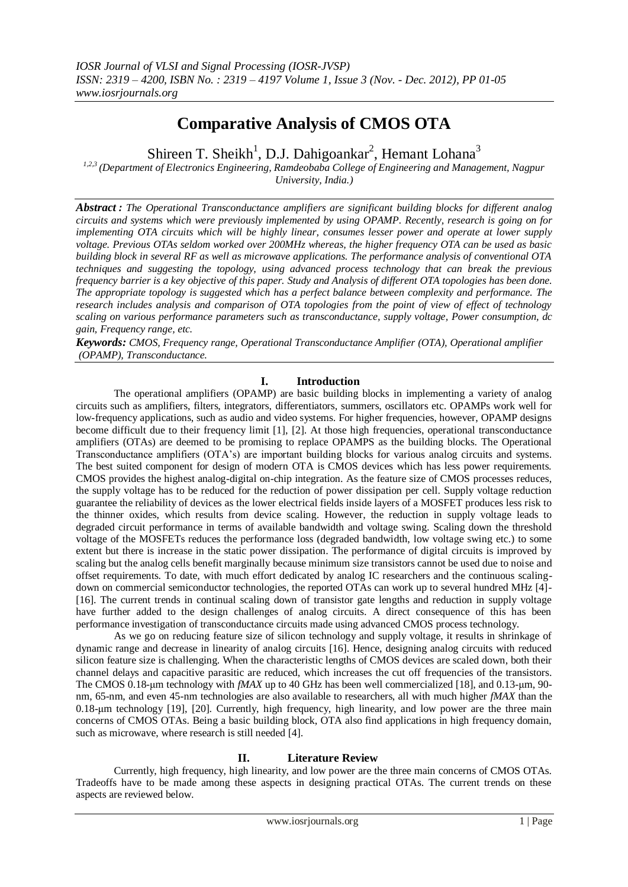# Comparative Analysis of CMOS OTA

Shireen T. Sheikh[1], D.J. Dahigoankar[2], Hemant Lohana[3]

[1,2,3] *(Department of Electronics Engineering, Ramdeobaba College of Engineering and Management, Nagpur University, India.)*

***Abstract :*** *The Operational Transconductance amplifiers are significant building blocks for different analog circuits and systems which were previously implemented by using OPAMP. Recently, research is going on for implementing OTA circuits which will be highly linear, consumes lesser power and operate at lower supply voltage. Previous OTAs seldom worked over 200MHz whereas, the higher frequency OTA can be used as basic building block in several RF as well as microwave applications. The performance analysis of conventional OTA techniques and suggesting the topology, using advanced process technology that can break the previous frequency barrier is a key objective of this paper. Study and Analysis of different OTA topologies has been done. The appropriate topology is suggested which has a perfect balance between complexity and performance. The research includes analysis and comparison of OTA topologies from the point of view of effect of technology scaling on various performance parameters such as transconductance, supply voltage, Power consumption, dc gain, Frequency range, etc.*

***Keywords:*** *CMOS, Frequency range, Operational Transconductance Amplifier (OTA), Operational amplifier (OPAMP), Transconductance.*

## I. Introduction

The operational amplifiers (OPAMP) are basic building blocks in implementing a variety of analog circuits such as amplifiers, filters, integrators, differentiators, summers, oscillators etc. OPAMPs work well for low-frequency applications, such as audio and video systems. For higher frequencies, however, OPAMP designs become difficult due to their frequency limit [1], [2]. At those high frequencies, operational transconductance amplifiers (OTAs) are deemed to be promising to replace OPAMPS as the building blocks. The Operational Transconductance amplifiers (OTA's) are important building blocks for various analog circuits and systems. The best suited component for design of modern OTA is CMOS devices which has less power requirements. CMOS provides the highest analog-digital on-chip integration. As the feature size of CMOS processes reduces, the supply voltage has to be reduced for the reduction of power dissipation per cell. Supply voltage reduction guarantee the reliability of devices as the lower electrical fields inside layers of a MOSFET produces less risk to the thinner oxides, which results from device scaling. However, the reduction in supply voltage leads to degraded circuit performance in terms of available bandwidth and voltage swing. Scaling down the threshold voltage of the MOSFETs reduces the performance loss (degraded bandwidth, low voltage swing etc.) to some extent but there is increase in the static power dissipation. The performance of digital circuits is improved by scaling but the analog cells benefit marginally because minimum size transistors cannot be used due to noise and offset requirements. To date, with much effort dedicated by analog IC researchers and the continuous scaling-down on commercial semiconductor technologies, the reported OTAs can work up to several hundred MHz [4]-[16]. The current trends in continual scaling down of transistor gate lengths and reduction in supply voltage have further added to the design challenges of analog circuits. A direct consequence of this has been performance investigation of transconductance circuits made using advanced CMOS process technology.

As we go on reducing feature size of silicon technology and supply voltage, it results in shrinkage of dynamic range and decrease in linearity of analog circuits [16]. Hence, designing analog circuits with reduced silicon feature size is challenging. When the characteristic lengths of CMOS devices are scaled down, both their channel delays and capacitive parasitic are reduced, which increases the cut off frequencies of the transistors. The CMOS 0.18-μm technology with *fMAX* up to 40 GHz has been well commercialized [18], and 0.13-μm, 90-nm, 65-nm, and even 45-nm technologies are also available to researchers, all with much higher *fMAX* than the 0.18-μm technology [19], [20]. Currently, high frequency, high linearity, and low power are the three main concerns of CMOS OTAs. Being a basic building block, OTA also find applications in high frequency domain, such as microwave, where research is still needed [4].

## II. Literature Review

Currently, high frequency, high linearity, and low power are the three main concerns of CMOS OTAs. Tradeoffs have to be made among these aspects in designing practical OTAs. The current trends on these aspects are reviewed below.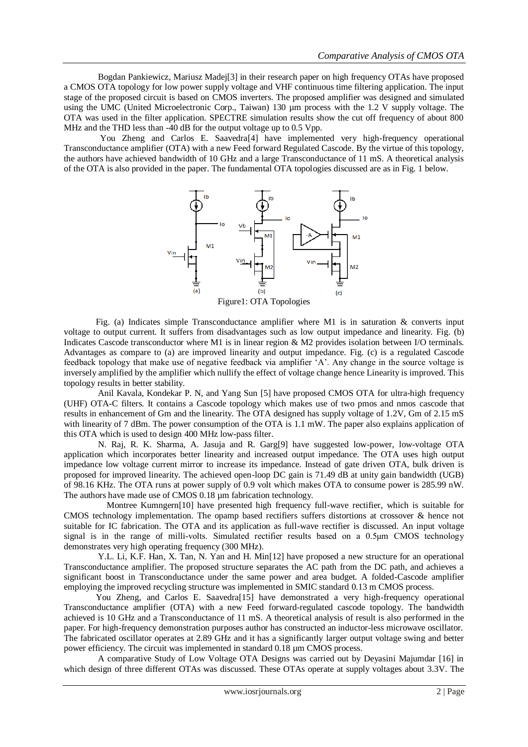Bogdan Pankiewicz, Mariusz Madej[3] in their research paper on high frequency OTAs have proposed a CMOS OTA topology for low power supply voltage and VHF continuous time filtering application. The input stage of the proposed circuit is based on CMOS inverters. The proposed amplifier was designed and simulated using the UMC (United Microelectronic Corp., Taiwan) 130 µm process with the 1.2 V supply voltage. The OTA was used in the filter application. SPECTRE simulation results show the cut off frequency of about 800 MHz and the THD less than -40 dB for the output voltage up to 0.5 Vpp.

You Zheng and Carlos E. Saavedra[4] have implemented very high-frequency operational Transconductance amplifier (OTA) with a new Feed forward Regulated Cascode. By the virtue of this topology, the authors have achieved bandwidth of 10 GHz and a large Transconductance of 11 mS. A theoretical analysis of the OTA is also provided in the paper. The fundamental OTA topologies discussed are as in Fig. 1 below.

Figure1: OTA Topologies

Fig. (a) Indicates simple Transconductance amplifier where M1 is in saturation & converts input voltage to output current. It suffers from disadvantages such as low output impedance and linearity. Fig. (b) Indicates Cascode transconductor where M1 is in linear region & M2 provides isolation between I/O terminals. Advantages as compare to (a) are improved linearity and output impedance. Fig. (c) is a regulated Cascode feedback topology that make use of negative feedback via amplifier 'A'. Any change in the source voltage is inversely amplified by the amplifier which nullify the effect of voltage change hence Linearity is improved. This topology results in better stability.

Anil Kavala, Kondekar P. N, and Yang Sun [5] have proposed CMOS OTA for ultra-high frequency (UHF) OTA-C filters. It contains a Cascode topology which makes use of two pmos and nmos cascode that results in enhancement of Gm and the linearity. The OTA designed has supply voltage of 1.2V, Gm of 2.15 mS with linearity of 7 dBm. The power consumption of the OTA is 1.1 mW. The paper also explains application of this OTA which is used to design 400 MHz low-pass filter.

N. Raj, R. K. Sharma, A. Jasuja and R. Garg[9] have suggested low-power, low-voltage OTA application which incorporates better linearity and increased output impedance. The OTA uses high output impedance low voltage current mirror to increase its impedance. Instead of gate driven OTA, bulk driven is proposed for improved linearity. The achieved open-loop DC gain is 71.49 dB at unity gain bandwidth (UGB) of 98.16 KHz. The OTA runs at power supply of 0.9 volt which makes OTA to consume power is 285.99 nW. The authors have made use of CMOS 0.18 µm fabrication technology.

Montree Kumngern[10] have presented high frequency full-wave rectifier, which is suitable for CMOS technology implementation. The opamp based rectifiers suffers distortions at crossover & hence not suitable for IC fabrication. The OTA and its application as full-wave rectifier is discussed. An input voltage signal is in the range of milli-volts. Simulated rectifier results based on a 0.5µm CMOS technology demonstrates very high operating frequency (300 MHz).

Y.L. Li, K.F. Han, X. Tan, N. Yan and H. Min[12] have proposed a new structure for an operational Transconductance amplifier. The proposed structure separates the AC path from the DC path, and achieves a significant boost in Transconductance under the same power and area budget. A folded-Cascode amplifier employing the improved recycling structure was implemented in SMIC standard 0.13 m CMOS process.

You Zheng, and Carlos E. Saavedra[15] have demonstrated a very high-frequency operational Transconductance amplifier (OTA) with a new Feed forward-regulated cascode topology. The bandwidth achieved is 10 GHz and a Transconductance of 11 mS. A theoretical analysis of result is also performed in the paper. For high-frequency demonstration purposes author has constructed an inductor-less microwave oscillator. The fabricated oscillator operates at 2.89 GHz and it has a significantly larger output voltage swing and better power efficiency. The circuit was implemented in standard 0.18 µm CMOS process.

A comparative Study of Low Voltage OTA Designs was carried out by Deyasini Majumdar [16] in which design of three different OTAs was discussed. These OTAs operate at supply voltages about 3.3V. The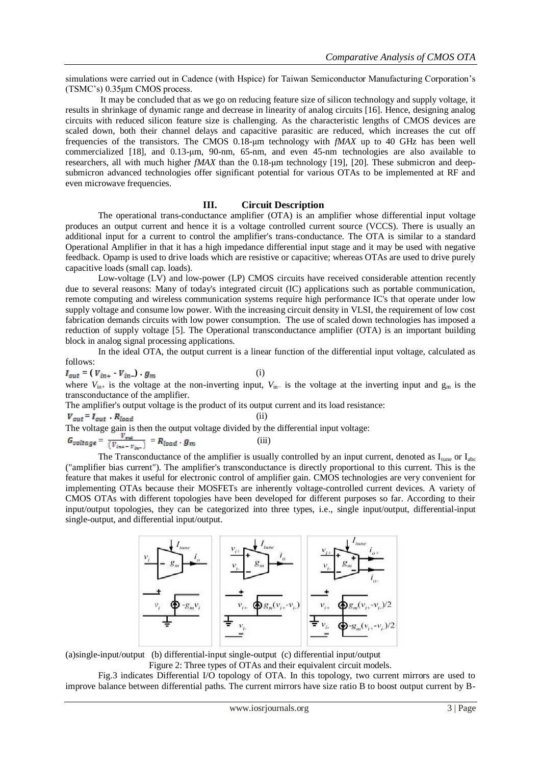simulations were carried out in Cadence (with Hspice) for Taiwan Semiconductor Manufacturing Corporation's (TSMC's) 0.35μm CMOS process.

It may be concluded that as we go on reducing feature size of silicon technology and supply voltage, it results in shrinkage of dynamic range and decrease in linearity of analog circuits [16]. Hence, designing analog circuits with reduced silicon feature size is challenging. As the characteristic lengths of CMOS devices are scaled down, both their channel delays and capacitive parasitic are reduced, which increases the cut off frequencies of the transistors. The CMOS 0.18-μm technology with *fMAX* up to 40 GHz has been well commercialized [18], and 0.13-μm, 90-nm, 65-nm, and even 45-nm technologies are also available to researchers, all with much higher *fMAX* than the 0.18-μm technology [19], [20]. These submicron and deep-submicron advanced technologies offer significant potential for various OTAs to be implemented at RF and even microwave frequencies.

## III. Circuit Description

The operational trans-conductance amplifier (OTA) is an amplifier whose differential input voltage produces an output current and hence it is a voltage controlled current source (VCCS). There is usually an additional input for a current to control the amplifier's trans-conductance. The OTA is similar to a standard Operational Amplifier in that it has a high impedance differential input stage and it may be used with negative feedback. Opamp is used to drive loads which are resistive or capacitive; whereas OTAs are used to drive purely capacitive loads (small cap. loads).

Low-voltage (LV) and low-power (LP) CMOS circuits have received considerable attention recently due to several reasons: Many of today's integrated circuit (IC) applications such as portable communication, remote computing and wireless communication systems require high performance IC's that operate under low supply voltage and consume low power. With the increasing circuit density in VLSI, the requirement of low cost fabrication demands circuits with low power consumption. The use of scaled down technologies has imposed a reduction of supply voltage [5]. The Operational transconductance amplifier (OTA) is an important building block in analog signal processing applications.

In the ideal OTA, the output current is a linear function of the differential input voltage, calculated as follows:

$$I_{out} = (V_{in+} - V_{in-}) \cdot g_m \qquad \text{(i)}$$

where $V_{in+}$ is the voltage at the non-inverting input, $V_{in-}$ is the voltage at the inverting input and $g_m$ is the transconductance of the amplifier.

The amplifier's output voltage is the product of its output current and its load resistance:

$$V_{out} = I_{out} \cdot R_{load} \qquad \text{(ii)}$$

The voltage gain is then the output voltage divided by the differential input voltage:

$$G_{voltage} = \frac{V_{out}}{(V_{in+} - V_{in-})} = R_{load} \cdot g_m \qquad \text{(iii)}$$

The Transconductance of the amplifier is usually controlled by an input current, denoted as $I_{tune}$ or $I_{abc}$ ("amplifier bias current"). The amplifier's transconductance is directly proportional to this current. This is the feature that makes it useful for electronic control of amplifier gain. CMOS technologies are very convenient for implementing OTAs because their MOSFETs are inherently voltage-controlled current devices. A variety of CMOS OTAs with different topologies have been developed for different purposes so far. According to their input/output topologies, they can be categorized into three types, i.e., single input/output, differential-input single-output, and differential input/output.

(a)single-input/output (b) differential-input single-output (c) differential input/output

Figure 2: Three types of OTAs and their equivalent circuit models.

Fig.3 indicates Differential I/O topology of OTA. In this topology, two current mirrors are used to improve balance between differential paths. The current mirrors have size ratio B to boost output current by B-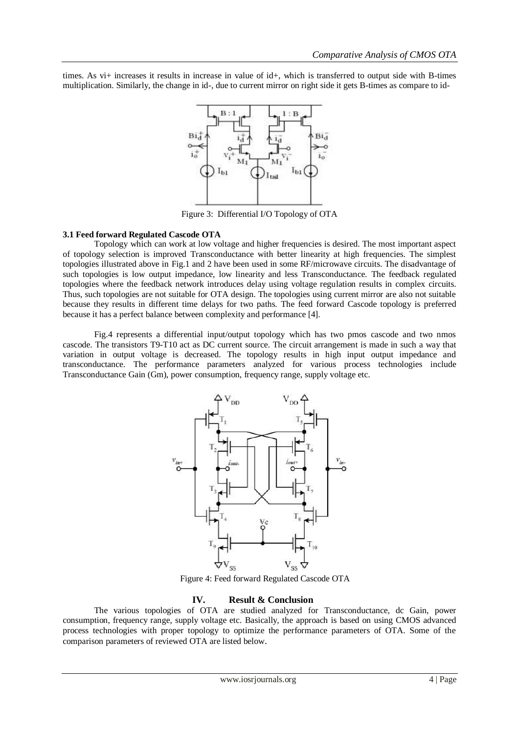times. As vi+ increases it results in increase in value of id+, which is transferred to output side with B-times multiplication. Similarly, the change in id-, due to current mirror on right side it gets B-times as compare to id-

Figure 3: Differential I/O Topology of OTA

**3.1 Feed forward Regulated Cascode OTA**

Topology which can work at low voltage and higher frequencies is desired. The most important aspect of topology selection is improved Transconductance with better linearity at high frequencies. The simplest topologies illustrated above in Fig.1 and 2 have been used in some RF/microwave circuits. The disadvantage of such topologies is low output impedance, low linearity and less Transconductance. The feedback regulated topologies where the feedback network introduces delay using voltage regulation results in complex circuits. Thus, such topologies are not suitable for OTA design. The topologies using current mirror are also not suitable because they results in different time delays for two paths. The feed forward Cascode topology is preferred because it has a perfect balance between complexity and performance [4].

Fig.4 represents a differential input/output topology which has two pmos cascode and two nmos cascode. The transistors T9-T10 act as DC current source. The circuit arrangement is made in such a way that variation in output voltage is decreased. The topology results in high input output impedance and transconductance. The performance parameters analyzed for various process technologies include Transconductance Gain (Gm), power consumption, frequency range, supply voltage etc.

Figure 4: Feed forward Regulated Cascode OTA

## IV. Result & Conclusion

The various topologies of OTA are studied analyzed for Transconductance, dc Gain, power consumption, frequency range, supply voltage etc. Basically, the approach is based on using CMOS advanced process technologies with proper topology to optimize the performance parameters of OTA. Some of the comparison parameters of reviewed OTA are listed below.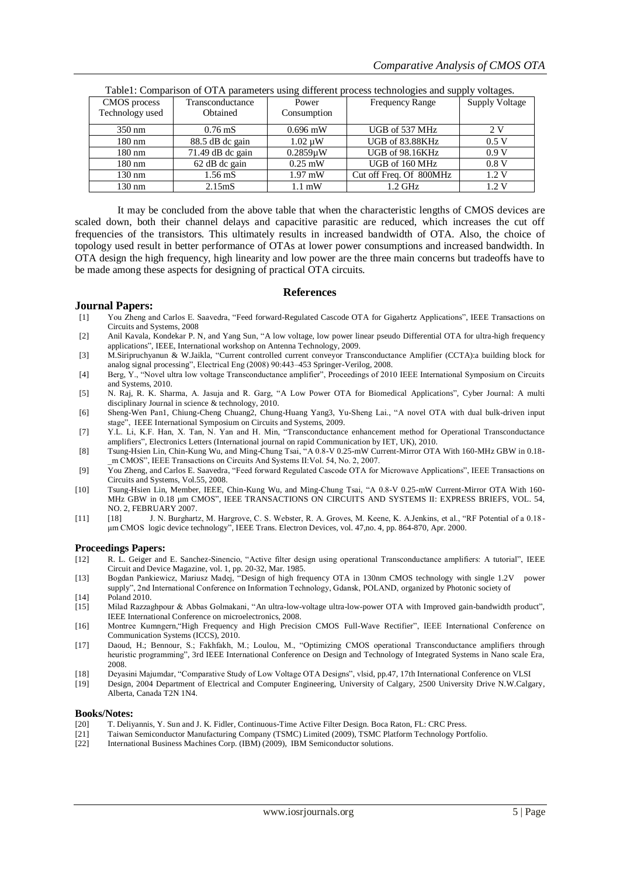Table1: Comparison of OTA parameters using different process technologies and supply voltages.

| CMOS process Technology used | Transconductance Obtained | Power Consumption | Frequency Range | Supply Voltage |
|---|---|---|---|---|
| 350 nm | 0.76 mS | 0.696 mW | UGB of 537 MHz | 2 V |
| 180 nm | 88.5 dB dc gain | 1.02 µW | UGB of 83.88KHz | 0.5 V |
| 180 nm | 71.49 dB dc gain | 0.2859µW | UGB of 98.16KHz | 0.9 V |
| 180 nm | 62 dB dc gain | 0.25 mW | UGB of 160 MHz | 0.8 V |
| 130 nm | 1.56 mS | 1.97 mW | Cut off Freq. Of 800MHz | 1.2 V |
| 130 nm | 2.15mS | 1.1 mW | 1.2 GHz | 1.2 V |

It may be concluded from the above table that when the characteristic lengths of CMOS devices are scaled down, both their channel delays and capacitive parasitic are reduced, which increases the cut off frequencies of the transistors. This ultimately results in increased bandwidth of OTA. Also, the choice of topology used result in better performance of OTAs at lower power consumptions and increased bandwidth. In OTA design the high frequency, high linearity and low power are the three main concerns but tradeoffs have to be made among these aspects for designing of practical OTA circuits.

## References

### Journal Papers:

[1] You Zheng and Carlos E. Saavedra, "Feed forward-Regulated Cascode OTA for Gigahertz Applications", IEEE Transactions on Circuits and Systems, 2008

[2] Anil Kavala, Kondekar P. N, and Yang Sun, "A low voltage, low power linear pseudo Differential OTA for ultra-high frequency applications", IEEE, International workshop on Antenna Technology, 2009.

[3] M.Siripruchyanun & W.Jaikla, "Current controlled current conveyor Transconductance Amplifier (CCTA):a building block for analog signal processing", Electrical Eng (2008) 90:443–453 Springer-Verilog, 2008.

[4] Berg, Y., "Novel ultra low voltage Transconductance amplifier", Proceedings of 2010 IEEE International Symposium on Circuits and Systems, 2010.

[5] N. Raj, R. K. Sharma, A. Jasuja and R. Garg, "A Low Power OTA for Biomedical Applications", Cyber Journal: A multi disciplinary Journal in science & technology, 2010.

[6] Sheng-Wen Pan1, Chiung-Cheng Chuang2, Chung-Huang Yang3, Yu-Sheng Lai., "A novel OTA with dual bulk-driven input stage", IEEE International Symposium on Circuits and Systems, 2009.

[7] Y.L. Li, K.F. Han, X. Tan, N. Yan and H. Min, "Transconductance enhancement method for Operational Transconductance amplifiers", Electronics Letters (International journal on rapid Communication by IET, UK), 2010.

[8] Tsung-Hsien Lin, Chin-Kung Wu, and Ming-Chung Tsai, "A 0.8-V 0.25-mW Current-Mirror OTA With 160-MHz GBW in 0.18-_m CMOS", IEEE Transactions on Circuits And Systems II:Vol. 54, No. 2, 2007.

[9] You Zheng, and Carlos E. Saavedra, "Feed forward Regulated Cascode OTA for Microwave Applications", IEEE Transactions on Circuits and Systems, Vol.55, 2008.

[10] Tsung-Hsien Lin, Member, IEEE, Chin-Kung Wu, and Ming-Chung Tsai, "A 0.8-V 0.25-mW Current-Mirror OTA With 160-MHz GBW in 0.18 µm CMOS", IEEE TRANSACTIONS ON CIRCUITS AND SYSTEMS II: EXPRESS BRIEFS, VOL. 54, NO. 2, FEBRUARY 2007.

[11] [18] J. N. Burghartz, M. Hargrove, C. S. Webster, R. A. Groves, M. Keene, K. A.Jenkins, et al., "RF Potential of a 0.18-µm CMOS logic device technology", IEEE Trans. Electron Devices, vol. 47,no. 4, pp. 864-870, Apr. 2000.

### Proceedings Papers:

[12] R. L. Geiger and E. Sanchez-Sinencio, "Active filter design using operational Transconductance amplifiers: A tutorial", IEEE Circuit and Device Magazine, vol. 1, pp. 20-32, Mar. 1985.

[13] Bogdan Pankiewicz, Mariusz Madej, "Design of high frequency OTA in 130nm CMOS technology with single 1.2V power supply", 2nd International Conference on Information Technology, Gdansk, POLAND, organized by Photonic society of

[14] Poland 2010.

[15] Milad Razzaghpour & Abbas Golmakani, "An ultra-low-voltage ultra-low-power OTA with Improved gain-bandwidth product", IEEE International Conference on microelectronics, 2008.

[16] Montree Kumngern,"High Frequency and High Precision CMOS Full-Wave Rectifier", IEEE International Conference on Communication Systems (ICCS), 2010.

[17] Daoud, H.; Bennour, S.; Fakhfakh, M.; Loulou, M., "Optimizing CMOS operational Transconductance amplifiers through heuristic programming", 3rd IEEE International Conference on Design and Technology of Integrated Systems in Nano scale Era, 2008.

[18] Deyasini Majumdar, "Comparative Study of Low Voltage OTA Designs", vlsid, pp.47, 17th International Conference on VLSI

[19] Design, 2004 Department of Electrical and Computer Engineering, University of Calgary, 2500 University Drive N.W.Calgary, Alberta, Canada T2N 1N4.

### Books/Notes:

[20] T. Deliyannis, Y. Sun and J. K. Fidler, Continuous-Time Active Filter Design. Boca Raton, FL: CRC Press.

[21] Taiwan Semiconductor Manufacturing Company (TSMC) Limited (2009), TSMC Platform Technology Portfolio.

[22] International Business Machines Corp. (IBM) (2009), IBM Semiconductor solutions.